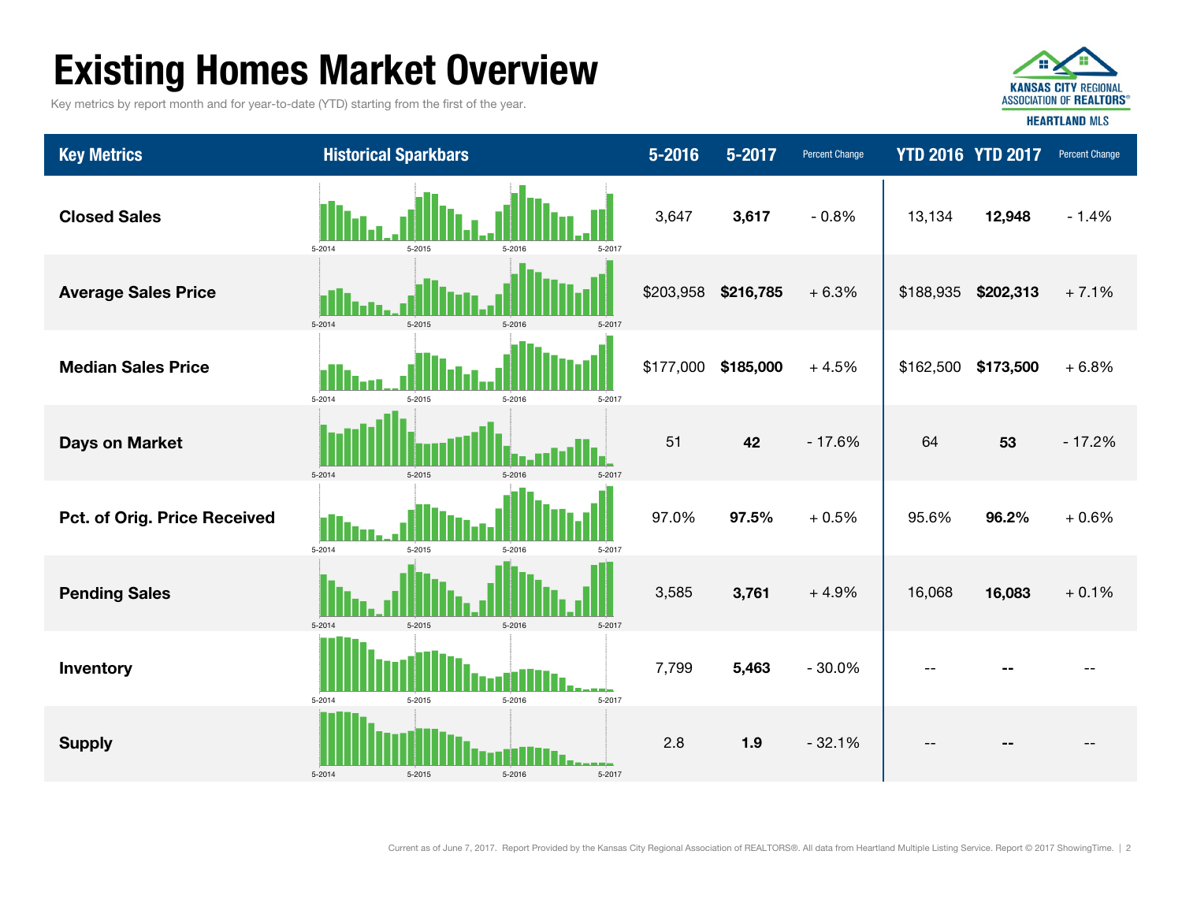# Existing Homes Market Overview

Key metrics by report month and for year-to-date (YTD) starting from the first of the year.

| Key Metrics | Historical Sparkbars | 5-2016 | 5-2017 | Percent Change | YTD 2016 | YTD 2017 | Percent Change |
|---|---|---|---|---|---|---|---|
| Closed Sales | 5-2014 5-2015 5-2016 5-2017 | 3,647 | **3,617** | - 0.8% | 13,134 | **12,948** | - 1.4% |
| Average Sales Price | 5-2014 5-2015 5-2016 5-2017 | $203,958 | **$216,785** | + 6.3% | $188,935 | **$202,313** | + 7.1% |
| Median Sales Price | 5-2014 5-2015 5-2016 5-2017 | $177,000 | **$185,000** | + 4.5% | $162,500 | **$173,500** | + 6.8% |
| Days on Market | 5-2014 5-2015 5-2016 5-2017 | 51 | **42** | - 17.6% | 64 | **53** | - 17.2% |
| Pct. of Orig. Price Received | 5-2014 5-2015 5-2016 5-2017 | 97.0% | **97.5%** | + 0.5% | 95.6% | **96.2%** | + 0.6% |
| Pending Sales | 5-2014 5-2015 5-2016 5-2017 | 3,585 | **3,761** | + 4.9% | 16,068 | **16,083** | + 0.1% |
| Inventory | 5-2014 5-2015 5-2016 5-2017 | 7,799 | **5,463** | - 30.0% | -- | **--** | -- |
| Supply | 5-2014 5-2015 5-2016 5-2017 | 2.8 | **1.9** | - 32.1% | -- | **--** | -- |

Current as of June 7, 2017. Report Provided by the Kansas City Regional Association of REALTORS®. All data from Heartland Multiple Listing Service. Report © 2017 ShowingTime.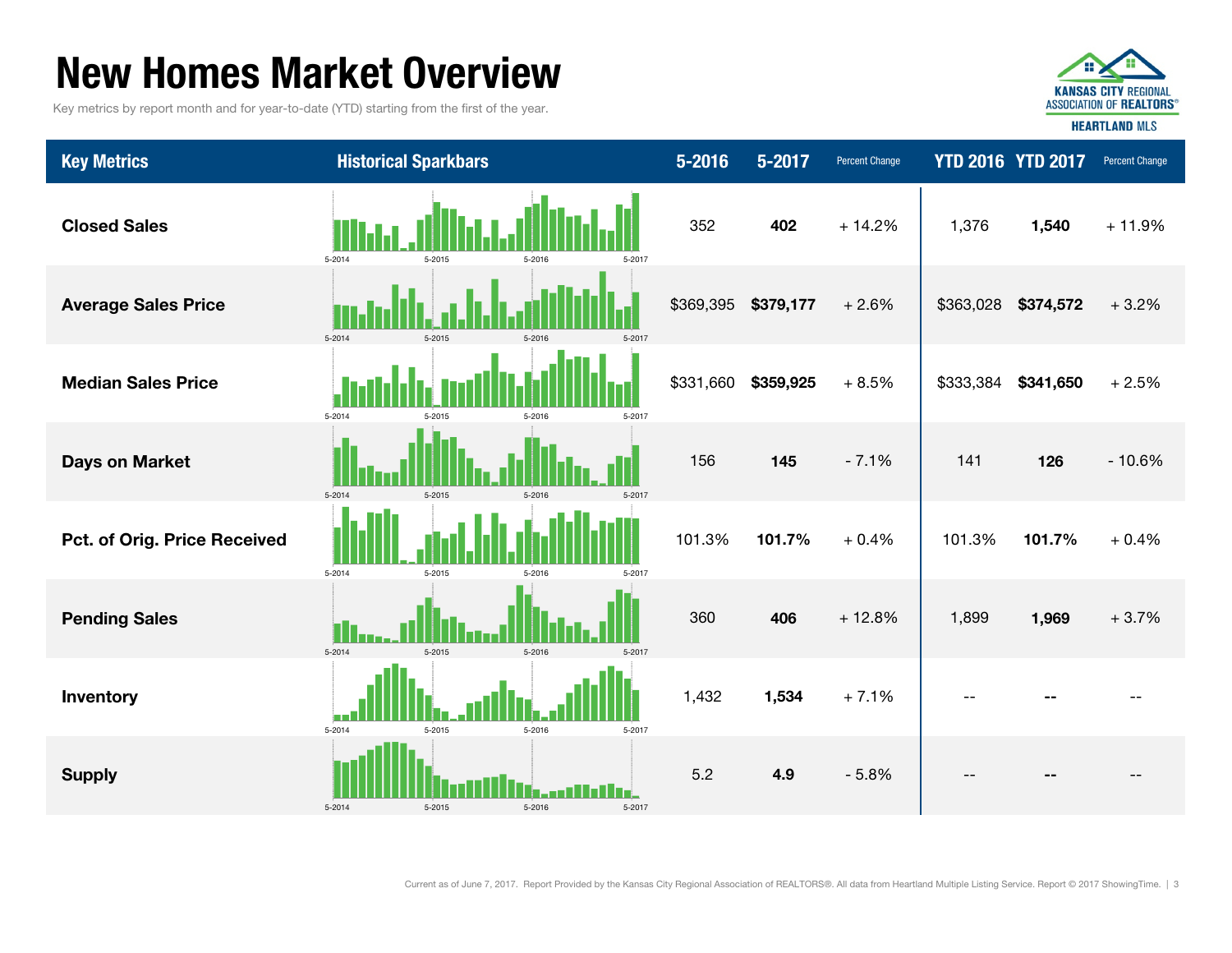# New Homes Market Overview

Key metrics by report month and for year-to-date (YTD) starting from the first of the year.

| Key Metrics | Historical Sparkbars | 5-2016 | 5-2017 | Percent Change | YTD 2016 | YTD 2017 | Percent Change |
|---|---|---|---|---|---|---|---|
| Closed Sales | 5-2014 5-2015 5-2016 5-2017 | 352 | **402** | + 14.2% | 1,376 | **1,540** | + 11.9% |
| Average Sales Price | 5-2014 5-2015 5-2016 5-2017 | $369,395 | **$379,177** | + 2.6% | $363,028 | **$374,572** | + 3.2% |
| Median Sales Price | 5-2014 5-2015 5-2016 5-2017 | $331,660 | **$359,925** | + 8.5% | $333,384 | **$341,650** | + 2.5% |
| Days on Market | 5-2014 5-2015 5-2016 5-2017 | 156 | **145** | - 7.1% | 141 | **126** | - 10.6% |
| Pct. of Orig. Price Received | 5-2014 5-2015 5-2016 5-2017 | 101.3% | **101.7%** | + 0.4% | 101.3% | **101.7%** | + 0.4% |
| Pending Sales | 5-2014 5-2015 5-2016 5-2017 | 360 | **406** | + 12.8% | 1,899 | **1,969** | + 3.7% |
| Inventory | 5-2014 5-2015 5-2016 5-2017 | 1,432 | **1,534** | + 7.1% | -- | **--** | -- |
| Supply | 5-2014 5-2015 5-2016 5-2017 | 5.2 | **4.9** | - 5.8% | -- | **--** | -- |

Current as of June 7, 2017. Report Provided by the Kansas City Regional Association of REALTORS®. All data from Heartland Multiple Listing Service. Report © 2017 ShowingTime.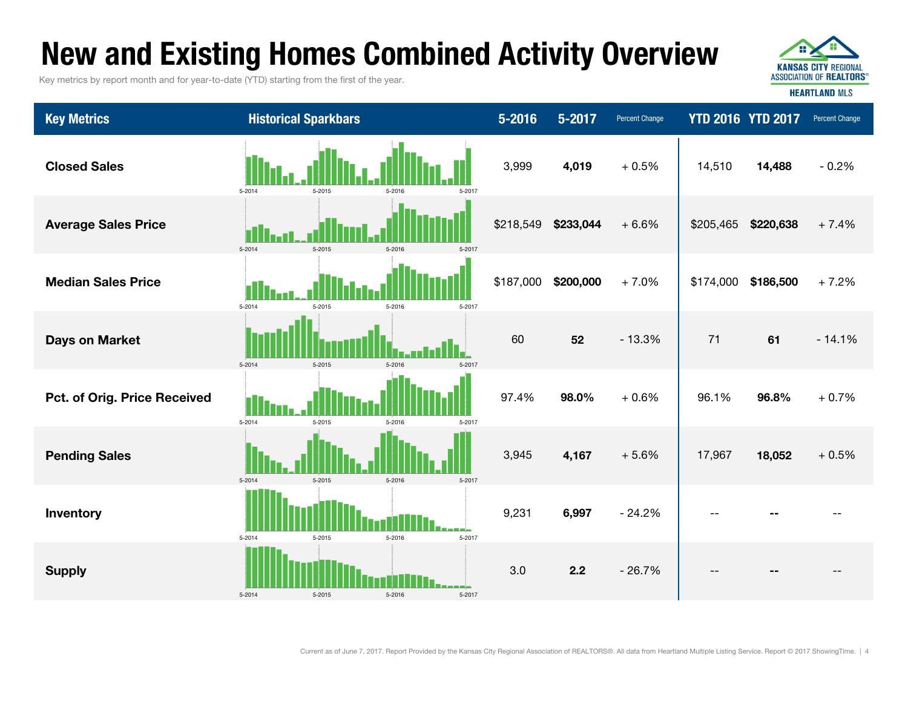# New and Existing Homes Combined Activity Overview

Key metrics by report month and for year-to-date (YTD) starting from the first of the year.

KANSAS CITY REGIONAL ASSOCIATION OF REALTORS®
HEARTLAND MLS

| Key Metrics | Historical Sparkbars | 5-2016 | 5-2017 | Percent Change | YTD 2016 | YTD 2017 | Percent Change |
|---|---|---|---|---|---|---|---|
| **Closed Sales** | 5-2014 5-2015 5-2016 5-2017 | 3,999 | **4,019** | + 0.5% | 14,510 | **14,488** | - 0.2% |
| **Average Sales Price** | 5-2014 5-2015 5-2016 5-2017 | $218,549 | **$233,044** | + 6.6% | $205,465 | **$220,638** | + 7.4% |
| **Median Sales Price** | 5-2014 5-2015 5-2016 5-2017 | $187,000 | **$200,000** | + 7.0% | $174,000 | **$186,500** | + 7.2% |
| **Days on Market** | 5-2014 5-2015 5-2016 5-2017 | 60 | **52** | - 13.3% | 71 | **61** | - 14.1% |
| **Pct. of Orig. Price Received** | 5-2014 5-2015 5-2016 5-2017 | 97.4% | **98.0%** | + 0.6% | 96.1% | **96.8%** | + 0.7% |
| **Pending Sales** | 5-2014 5-2015 5-2016 5-2017 | 3,945 | **4,167** | + 5.6% | 17,967 | **18,052** | + 0.5% |
| **Inventory** | 5-2014 5-2015 5-2016 5-2017 | 9,231 | **6,997** | - 24.2% | -- | **--** | -- |
| **Supply** | 5-2014 5-2015 5-2016 5-2017 | 3.0 | **2.2** | - 26.7% | -- | **--** | -- |

Current as of June 7, 2017. Report Provided by the Kansas City Regional Association of REALTORS®. All data from Heartland Multiple Listing Service. Report © 2017 ShowingTime.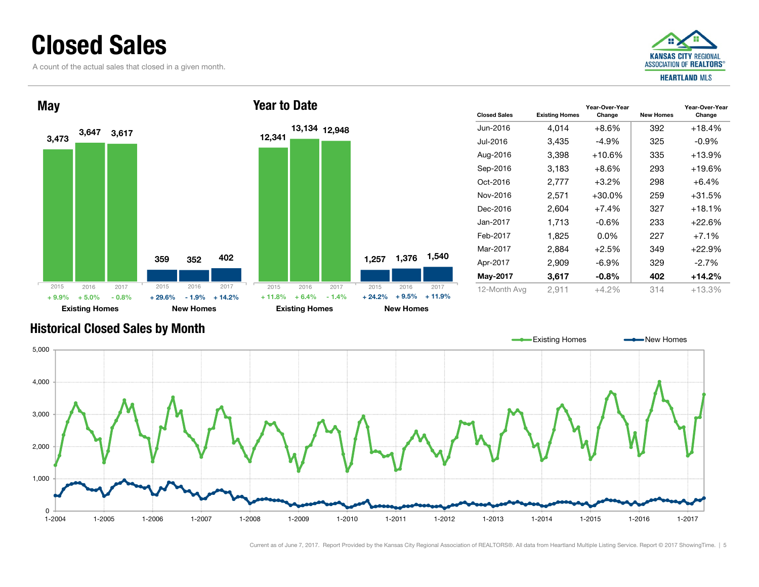# Closed Sales

A count of the actual sales that closed in a given month.

KANSAS CITY REGIONAL ASSOCIATION OF REALTORS® HEARTLAND MLS

## May

| | 2015 | 2016 | 2017 |
|---|---|---|---|
| Existing Homes | 3,473 | 3,647 | 3,617 |
| Change | + 9.9% | + 5.0% | - 0.8% |
| New Homes | 359 | 352 | 402 |
| Change | + 29.6% | - 1.9% | + 14.2% |

## Year to Date

| | 2015 | 2016 | 2017 |
|---|---|---|---|
| Existing Homes | 12,341 | 13,134 | 12,948 |
| Change | + 11.8% | + 6.4% | - 1.4% |
| New Homes | 1,257 | 1,376 | 1,540 |
| Change | + 24.2% | + 9.5% | + 11.9% |

| Closed Sales | Existing Homes | Year-Over-Year Change | New Homes | Year-Over-Year Change |
|---|---|---|---|---|
| Jun-2016 | 4,014 | +8.6% | 392 | +18.4% |
| Jul-2016 | 3,435 | -4.9% | 325 | -0.9% |
| Aug-2016 | 3,398 | +10.6% | 335 | +13.9% |
| Sep-2016 | 3,183 | +8.6% | 293 | +19.6% |
| Oct-2016 | 2,777 | +3.2% | 298 | +6.4% |
| Nov-2016 | 2,571 | +30.0% | 259 | +31.5% |
| Dec-2016 | 2,604 | +7.4% | 327 | +18.1% |
| Jan-2017 | 1,713 | -0.6% | 233 | +22.6% |
| Feb-2017 | 1,825 | 0.0% | 227 | +7.1% |
| Mar-2017 | 2,884 | +2.5% | 349 | +22.9% |
| Apr-2017 | 2,909 | -6.9% | 329 | -2.7% |
| **May-2017** | **3,617** | **-0.8%** | **402** | **+14.2%** |
| 12-Month Avg | 2,911 | +4.2% | 314 | +13.3% |

## Historical Closed Sales by Month

Existing Homes — New Homes

Current as of June 7, 2017. Report Provided by the Kansas City Regional Association of REALTORS®. All data from Heartland Multiple Listing Service. Report © 2017 ShowingTime.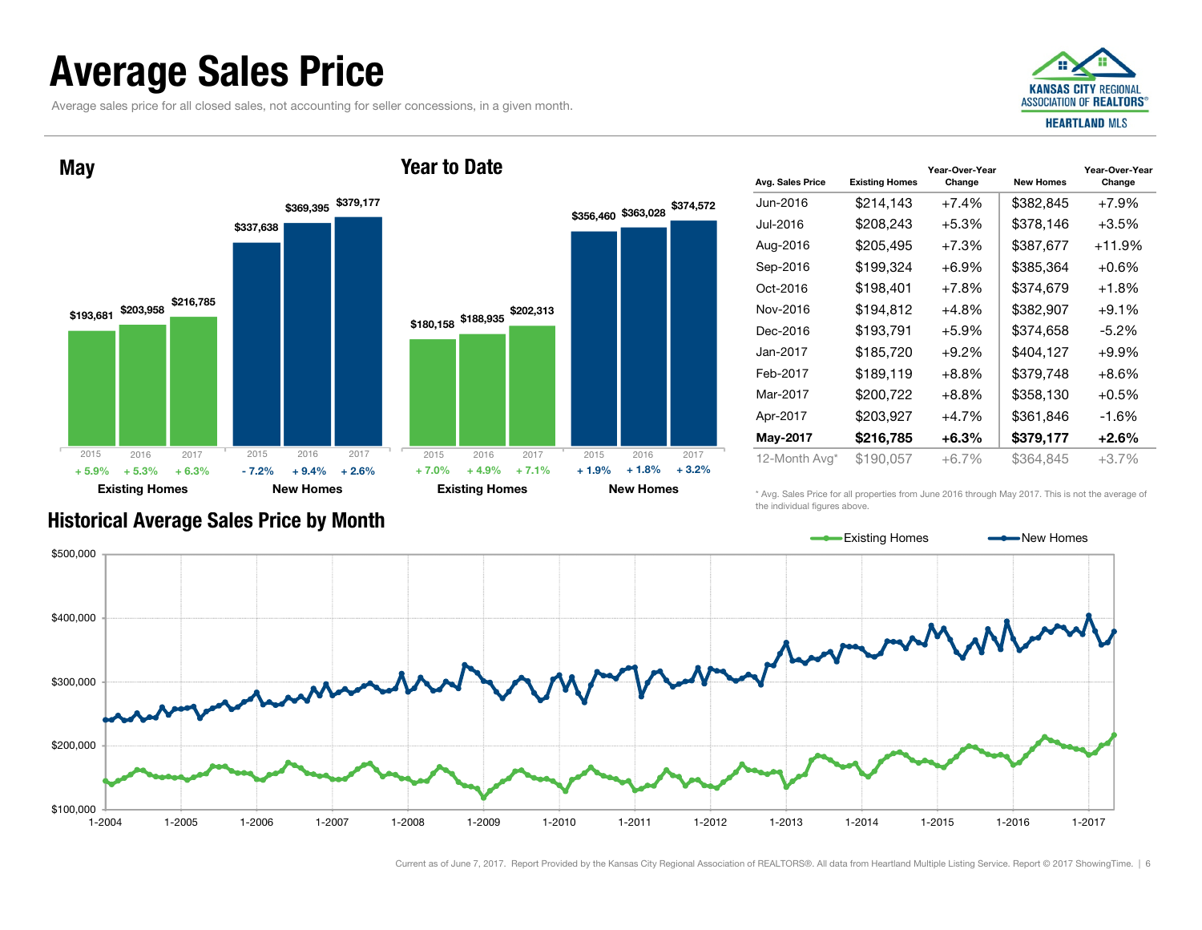# Average Sales Price

Average sales price for all closed sales, not accounting for seller concessions, in a given month.

## May

| | 2015 | 2016 | 2017 |
|---|---|---|---|
| Existing Homes | $193,681 | $203,958 | $216,785 |
| Change | + 5.9% | + 5.3% | + 6.3% |
| New Homes | $337,638 | $369,395 | $379,177 |
| Change | - 7.2% | + 9.4% | + 2.6% |

## Year to Date

| | 2015 | 2016 | 2017 |
|---|---|---|---|
| Existing Homes | $180,158 | $188,935 | $202,313 |
| Change | + 7.0% | + 4.9% | + 7.1% |
| New Homes | $356,460 | $363,028 | $374,572 |
| Change | + 1.9% | + 1.8% | + 3.2% |

| Avg. Sales Price | Existing Homes | Year-Over-Year Change | New Homes | Year-Over-Year Change |
|---|---|---|---|---|
| Jun-2016 | $214,143 | +7.4% | $382,845 | +7.9% |
| Jul-2016 | $208,243 | +5.3% | $378,146 | +3.5% |
| Aug-2016 | $205,495 | +7.3% | $387,677 | +11.9% |
| Sep-2016 | $199,324 | +6.9% | $385,364 | +0.6% |
| Oct-2016 | $198,401 | +7.8% | $374,679 | +1.8% |
| Nov-2016 | $194,812 | +4.8% | $382,907 | +9.1% |
| Dec-2016 | $193,791 | +5.9% | $374,658 | -5.2% |
| Jan-2017 | $185,720 | +9.2% | $404,127 | +9.9% |
| Feb-2017 | $189,119 | +8.8% | $379,748 | +8.6% |
| Mar-2017 | $200,722 | +8.8% | $358,130 | +0.5% |
| Apr-2017 | $203,927 | +4.7% | $361,846 | -1.6% |
| **May-2017** | **$216,785** | **+6.3%** | **$379,177** | **+2.6%** |
| 12-Month Avg* | $190,057 | +6.7% | $364,845 | +3.7% |

\* Avg. Sales Price for all properties from June 2016 through May 2017. This is not the average of the individual figures above.

## Historical Average Sales Price by Month

Existing Homes — New Homes

$500,000 / $400,000 / $300,000 / $200,000 / $100,000

1-2004 1-2005 1-2006 1-2007 1-2008 1-2009 1-2010 1-2011 1-2012 1-2013 1-2014 1-2015 1-2016 1-2017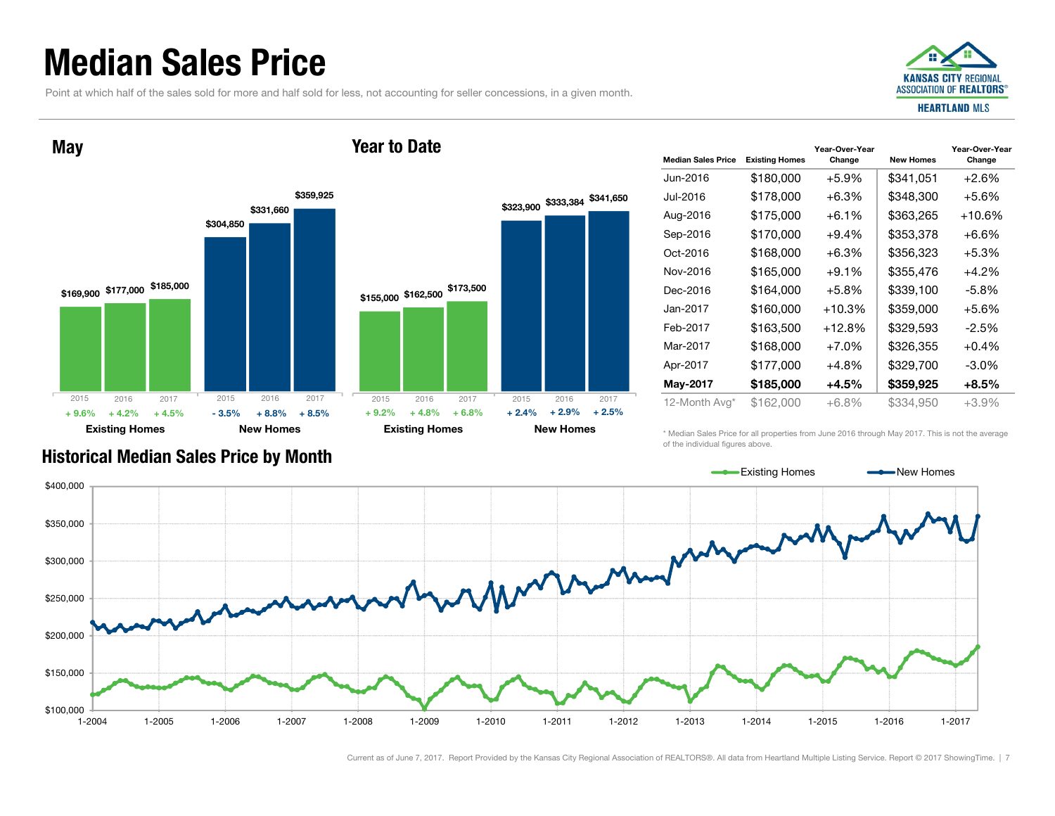# Median Sales Price

Point at which half of the sales sold for more and half sold for less, not accounting for seller concessions, in a given month.

## May

| | 2015 | 2016 | 2017 |
|---|---|---|---|
| Existing Homes | $169,900 | $177,000 | $185,000 |
| Change | + 9.6% | + 4.2% | + 4.5% |
| New Homes | $304,850 | $331,660 | $359,925 |
| Change | - 3.5% | + 8.8% | + 8.5% |

## Year to Date

| | 2015 | 2016 | 2017 |
|---|---|---|---|
| Existing Homes | $155,000 | $162,500 | $173,500 |
| Change | + 9.2% | + 4.8% | + 6.8% |
| New Homes | $323,900 | $333,384 | $341,650 |
| Change | + 2.4% | + 2.9% | + 2.5% |

| Median Sales Price | Existing Homes | Year-Over-Year Change | New Homes | Year-Over-Year Change |
|---|---|---|---|---|
| Jun-2016 | $180,000 | +5.9% | $341,051 | +2.6% |
| Jul-2016 | $178,000 | +6.3% | $348,300 | +5.6% |
| Aug-2016 | $175,000 | +6.1% | $363,265 | +10.6% |
| Sep-2016 | $170,000 | +9.4% | $353,378 | +6.6% |
| Oct-2016 | $168,000 | +6.3% | $356,323 | +5.3% |
| Nov-2016 | $165,000 | +9.1% | $355,476 | +4.2% |
| Dec-2016 | $164,000 | +5.8% | $339,100 | -5.8% |
| Jan-2017 | $160,000 | +10.3% | $359,000 | +5.6% |
| Feb-2017 | $163,500 | +12.8% | $329,593 | -2.5% |
| Mar-2017 | $168,000 | +7.0% | $326,355 | +0.4% |
| Apr-2017 | $177,000 | +4.8% | $329,700 | -3.0% |
| **May-2017** | **$185,000** | **+4.5%** | **$359,925** | **+8.5%** |
| 12-Month Avg* | $162,000 | +6.8% | $334,950 | +3.9% |

\* Median Sales Price for all properties from June 2016 through May 2017. This is not the average of the individual figures above.

## Historical Median Sales Price by Month

Existing Homes — New Homes

$400,000 / $350,000 / $300,000 / $250,000 / $200,000 / $150,000 / $100,000

1-2004 1-2005 1-2006 1-2007 1-2008 1-2009 1-2010 1-2011 1-2012 1-2013 1-2014 1-2015 1-2016 1-2017

Current as of June 7, 2017. Report Provided by the Kansas City Regional Association of REALTORS®. All data from Heartland Multiple Listing Service. Report © 2017 ShowingTime.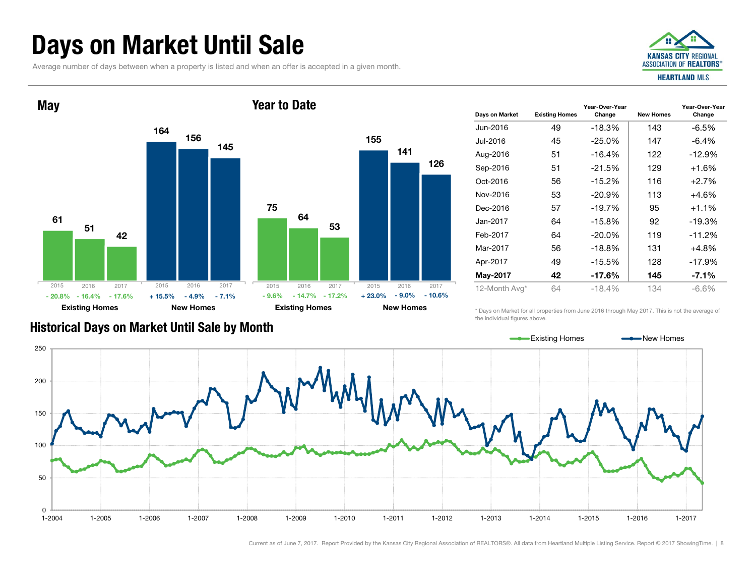# Days on Market Until Sale

Average number of days between when a property is listed and when an offer is accepted in a given month.

## May

| | 2015 | 2016 | 2017 |
|---|---|---|---|
| Existing Homes | 61 | 51 | 42 |
| Change | - 20.8% | - 16.4% | - 17.6% |
| New Homes | 164 | 156 | 145 |
| Change | + 15.5% | - 4.9% | - 7.1% |

## Year to Date

| | 2015 | 2016 | 2017 |
|---|---|---|---|
| Existing Homes | 75 | 64 | 53 |
| Change | - 9.6% | - 14.7% | - 17.2% |
| New Homes | 155 | 141 | 126 |
| Change | + 23.0% | - 9.0% | - 10.6% |

| Days on Market | Existing Homes | Year-Over-Year Change | New Homes | Year-Over-Year Change |
|---|---|---|---|---|
| Jun-2016 | 49 | -18.3% | 143 | -6.5% |
| Jul-2016 | 45 | -25.0% | 147 | -6.4% |
| Aug-2016 | 51 | -16.4% | 122 | -12.9% |
| Sep-2016 | 51 | -21.5% | 129 | +1.6% |
| Oct-2016 | 56 | -15.2% | 116 | +2.7% |
| Nov-2016 | 53 | -20.9% | 113 | +4.6% |
| Dec-2016 | 57 | -19.7% | 95 | +1.1% |
| Jan-2017 | 64 | -15.8% | 92 | -19.3% |
| Feb-2017 | 64 | -20.0% | 119 | -11.2% |
| Mar-2017 | 56 | -18.8% | 131 | +4.8% |
| Apr-2017 | 49 | -15.5% | 128 | -17.9% |
| **May-2017** | **42** | **-17.6%** | **145** | **-7.1%** |
| 12-Month Avg* | 64 | -18.4% | 134 | -6.6% |

\* Days on Market for all properties from June 2016 through May 2017. This is not the average of the individual figures above.

## Historical Days on Market Until Sale by Month

Existing Homes — New Homes

Current as of June 7, 2017. Report Provided by the Kansas City Regional Association of REALTORS®. All data from Heartland Multiple Listing Service. Report © 2017 ShowingTime.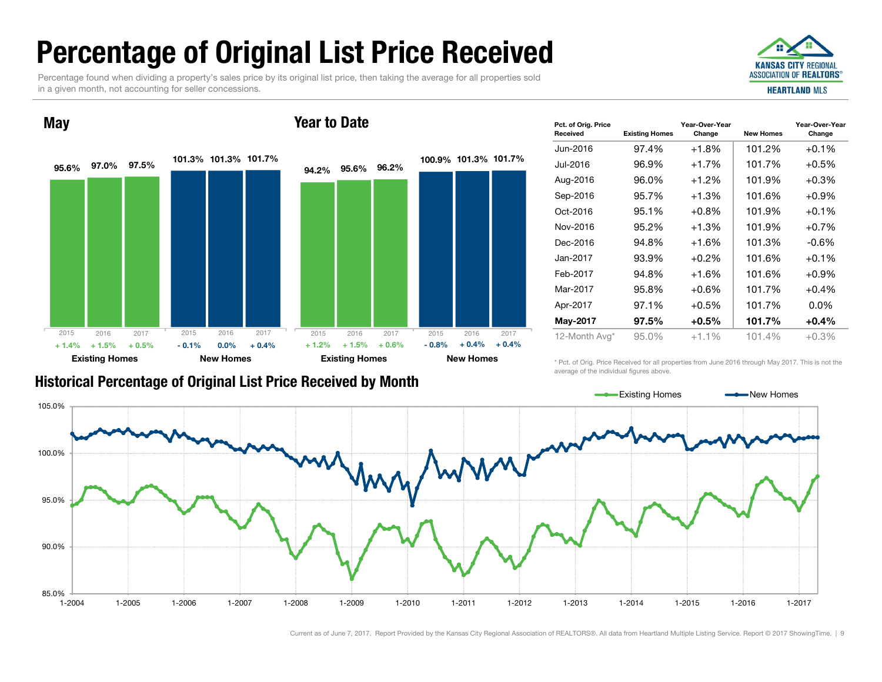# Percentage of Original List Price Received

Percentage found when dividing a property's sales price by its original list price, then taking the average for all properties sold in a given month, not accounting for seller concessions.

KANSAS CITY REGIONAL ASSOCIATION OF REALTORS® HEARTLAND MLS

## May

| | 2015 | 2016 | 2017 |
|---|---|---|---|
| Existing Homes | 95.6% | 97.0% | 97.5% |
| Change | + 1.4% | + 1.5% | + 0.5% |
| New Homes | 101.3% | 101.3% | 101.7% |
| Change | - 0.1% | 0.0% | + 0.4% |

## Year to Date

| | 2015 | 2016 | 2017 |
|---|---|---|---|
| Existing Homes | 94.2% | 95.6% | 96.2% |
| Change | + 1.2% | + 1.5% | + 0.6% |
| New Homes | 100.9% | 101.3% | 101.7% |
| Change | - 0.8% | + 0.4% | + 0.4% |

| Pct. of Orig. Price Received | Existing Homes | Year-Over-Year Change | New Homes | Year-Over-Year Change |
|---|---|---|---|---|
| Jun-2016 | 97.4% | +1.8% | 101.2% | +0.1% |
| Jul-2016 | 96.9% | +1.7% | 101.7% | +0.5% |
| Aug-2016 | 96.0% | +1.2% | 101.9% | +0.3% |
| Sep-2016 | 95.7% | +1.3% | 101.6% | +0.9% |
| Oct-2016 | 95.1% | +0.8% | 101.9% | +0.1% |
| Nov-2016 | 95.2% | +1.3% | 101.9% | +0.7% |
| Dec-2016 | 94.8% | +1.6% | 101.3% | -0.6% |
| Jan-2017 | 93.9% | +0.2% | 101.6% | +0.1% |
| Feb-2017 | 94.8% | +1.6% | 101.6% | +0.9% |
| Mar-2017 | 95.8% | +0.6% | 101.7% | +0.4% |
| Apr-2017 | 97.1% | +0.5% | 101.7% | 0.0% |
| **May-2017** | **97.5%** | **+0.5%** | **101.7%** | **+0.4%** |
| 12-Month Avg* | 95.0% | +1.1% | 101.4% | +0.3% |

\* Pct. of Orig. Price Received for all properties from June 2016 through May 2017. This is not the average of the individual figures above.

## Historical Percentage of Original List Price Received by Month

Existing Homes / New Homes

Y-axis: 85.0%, 90.0%, 95.0%, 100.0%, 105.0%

X-axis: 1-2004, 1-2005, 1-2006, 1-2007, 1-2008, 1-2009, 1-2010, 1-2011, 1-2012, 1-2013, 1-2014, 1-2015, 1-2016, 1-2017

Current as of June 7, 2017. Report Provided by the Kansas City Regional Association of REALTORS®. All data from Heartland Multiple Listing Service. Report © 2017 ShowingTime.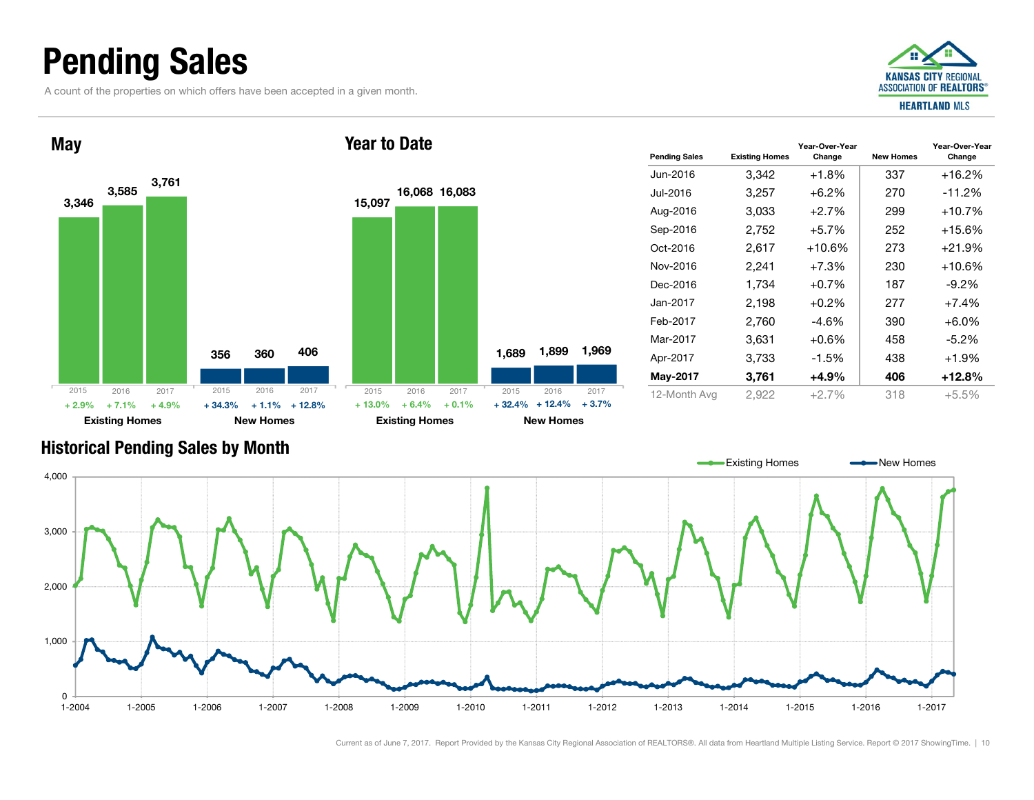# Pending Sales

A count of the properties on which offers have been accepted in a given month.

## May

| | 2015 | 2016 | 2017 |
|---|---|---|---|
| Existing Homes | 3,346 | 3,585 | 3,761 |
| Change | + 2.9% | + 7.1% | + 4.9% |
| New Homes | 356 | 360 | 406 |
| Change | + 34.3% | + 1.1% | + 12.8% |

## Year to Date

| | 2015 | 2016 | 2017 |
|---|---|---|---|
| Existing Homes | 15,097 | 16,068 | 16,083 |
| Change | + 13.0% | + 6.4% | + 0.1% |
| New Homes | 1,689 | 1,899 | 1,969 |
| Change | + 32.4% | + 12.4% | + 3.7% |

| Pending Sales | Existing Homes | Year-Over-Year Change | New Homes | Year-Over-Year Change |
|---|---|---|---|---|
| Jun-2016 | 3,342 | +1.8% | 337 | +16.2% |
| Jul-2016 | 3,257 | +6.2% | 270 | -11.2% |
| Aug-2016 | 3,033 | +2.7% | 299 | +10.7% |
| Sep-2016 | 2,752 | +5.7% | 252 | +15.6% |
| Oct-2016 | 2,617 | +10.6% | 273 | +21.9% |
| Nov-2016 | 2,241 | +7.3% | 230 | +10.6% |
| Dec-2016 | 1,734 | +0.7% | 187 | -9.2% |
| Jan-2017 | 2,198 | +0.2% | 277 | +7.4% |
| Feb-2017 | 2,760 | -4.6% | 390 | +6.0% |
| Mar-2017 | 3,631 | +0.6% | 458 | -5.2% |
| Apr-2017 | 3,733 | -1.5% | 438 | +1.9% |
| **May-2017** | **3,761** | **+4.9%** | **406** | **+12.8%** |
| 12-Month Avg | 2,922 | +2.7% | 318 | +5.5% |

## Historical Pending Sales by Month

Existing Homes — New Homes

Current as of June 7, 2017. Report Provided by the Kansas City Regional Association of REALTORS®. All data from Heartland Multiple Listing Service. Report © 2017 ShowingTime.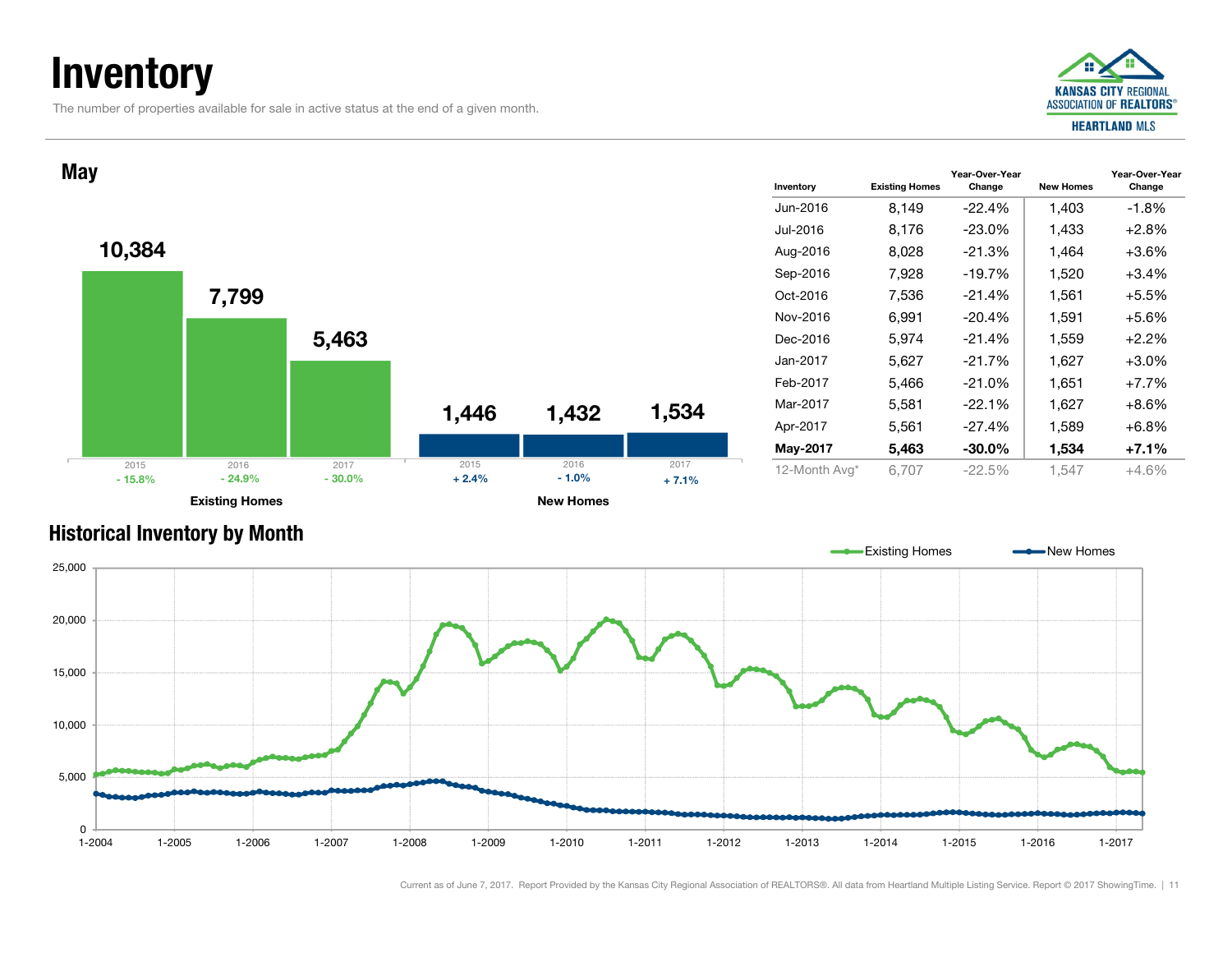# Inventory

The number of properties available for sale in active status at the end of a given month.

## May

| | 2015 | 2016 | 2017 |
|---|---|---|---|
| Existing Homes | 10,384 | 7,799 | 5,463 |
| Change | - 15.8% | - 24.9% | - 30.0% |
| New Homes | 1,446 | 1,432 | 1,534 |
| Change | + 2.4% | - 1.0% | + 7.1% |

| Inventory | Existing Homes | Year-Over-Year Change | New Homes | Year-Over-Year Change |
|---|---|---|---|---|
| Jun-2016 | 8,149 | -22.4% | 1,403 | -1.8% |
| Jul-2016 | 8,176 | -23.0% | 1,433 | +2.8% |
| Aug-2016 | 8,028 | -21.3% | 1,464 | +3.6% |
| Sep-2016 | 7,928 | -19.7% | 1,520 | +3.4% |
| Oct-2016 | 7,536 | -21.4% | 1,561 | +5.5% |
| Nov-2016 | 6,991 | -20.4% | 1,591 | +5.6% |
| Dec-2016 | 5,974 | -21.4% | 1,559 | +2.2% |
| Jan-2017 | 5,627 | -21.7% | 1,627 | +3.0% |
| Feb-2017 | 5,466 | -21.0% | 1,651 | +7.7% |
| Mar-2017 | 5,581 | -22.1% | 1,627 | +8.6% |
| Apr-2017 | 5,561 | -27.4% | 1,589 | +6.8% |
| **May-2017** | **5,463** | **-30.0%** | **1,534** | **+7.1%** |
| 12-Month Avg* | 6,707 | -22.5% | 1,547 | +4.6% |

## Historical Inventory by Month

Existing Homes — New Homes

Current as of June 7, 2017. Report Provided by the Kansas City Regional Association of REALTORS®. All data from Heartland Multiple Listing Service. Report © 2017 ShowingTime.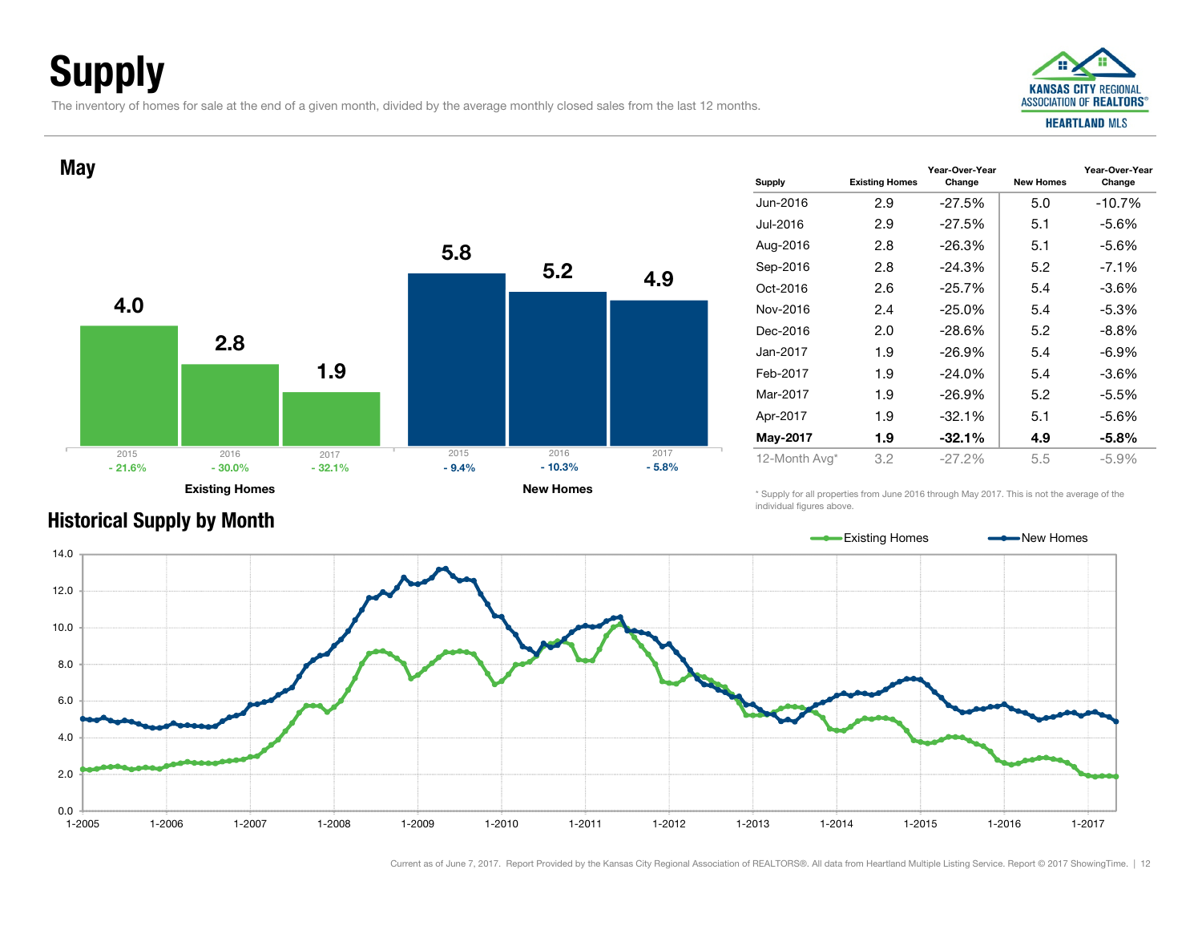# Supply

The inventory of homes for sale at the end of a given month, divided by the average monthly closed sales from the last 12 months.

KANSAS CITY REGIONAL ASSOCIATION OF REALTORS®
HEARTLAND MLS

## May

4.0
2.8
1.9

2015
- 21.6%
2016
- 30.0%
2017
- 32.1%

Existing Homes

5.8
5.2
4.9

2015
- 9.4%
2016
- 10.3%
2017
- 5.8%

New Homes

| Supply | Existing Homes | Year-Over-Year Change | New Homes | Year-Over-Year Change |
|---|---|---|---|---|
| Jun-2016 | 2.9 | -27.5% | 5.0 | -10.7% |
| Jul-2016 | 2.9 | -27.5% | 5.1 | -5.6% |
| Aug-2016 | 2.8 | -26.3% | 5.1 | -5.6% |
| Sep-2016 | 2.8 | -24.3% | 5.2 | -7.1% |
| Oct-2016 | 2.6 | -25.7% | 5.4 | -3.6% |
| Nov-2016 | 2.4 | -25.0% | 5.4 | -5.3% |
| Dec-2016 | 2.0 | -28.6% | 5.2 | -8.8% |
| Jan-2017 | 1.9 | -26.9% | 5.4 | -6.9% |
| Feb-2017 | 1.9 | -24.0% | 5.4 | -3.6% |
| Mar-2017 | 1.9 | -26.9% | 5.2 | -5.5% |
| Apr-2017 | 1.9 | -32.1% | 5.1 | -5.6% |
| **May-2017** | **1.9** | **-32.1%** | **4.9** | **-5.8%** |
| 12-Month Avg* | 3.2 | -27.2% | 5.5 | -5.9% |

\* Supply for all properties from June 2016 through May 2017. This is not the average of the individual figures above.

## Historical Supply by Month

Existing Homes
New Homes

14.0
12.0
10.0
8.0
6.0
4.0
2.0
0.0

1-2005 1-2006 1-2007 1-2008 1-2009 1-2010 1-2011 1-2012 1-2013 1-2014 1-2015 1-2016 1-2017

Current as of June 7, 2017. Report Provided by the Kansas City Regional Association of REALTORS®. All data from Heartland Multiple Listing Service. Report © 2017 ShowingTime.